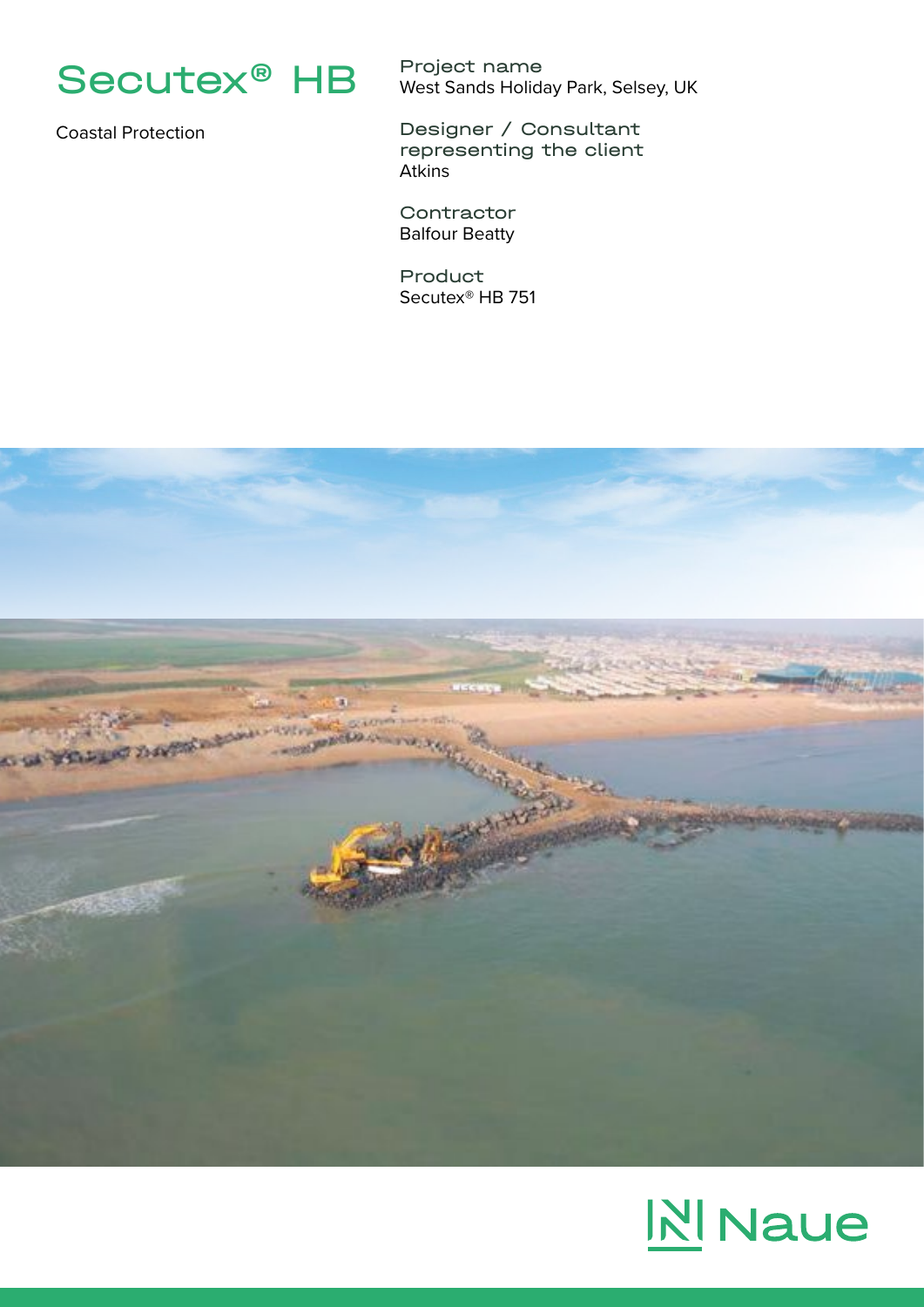# Secutex® HB

Coastal Protection

**Project name**
West Sands Holiday Park, Selsey, UK

**Designer / Consultant representing the client**
Atkins

**Contractor**
Balfour Beatty

**Product**
Secutex® HB 751

Naue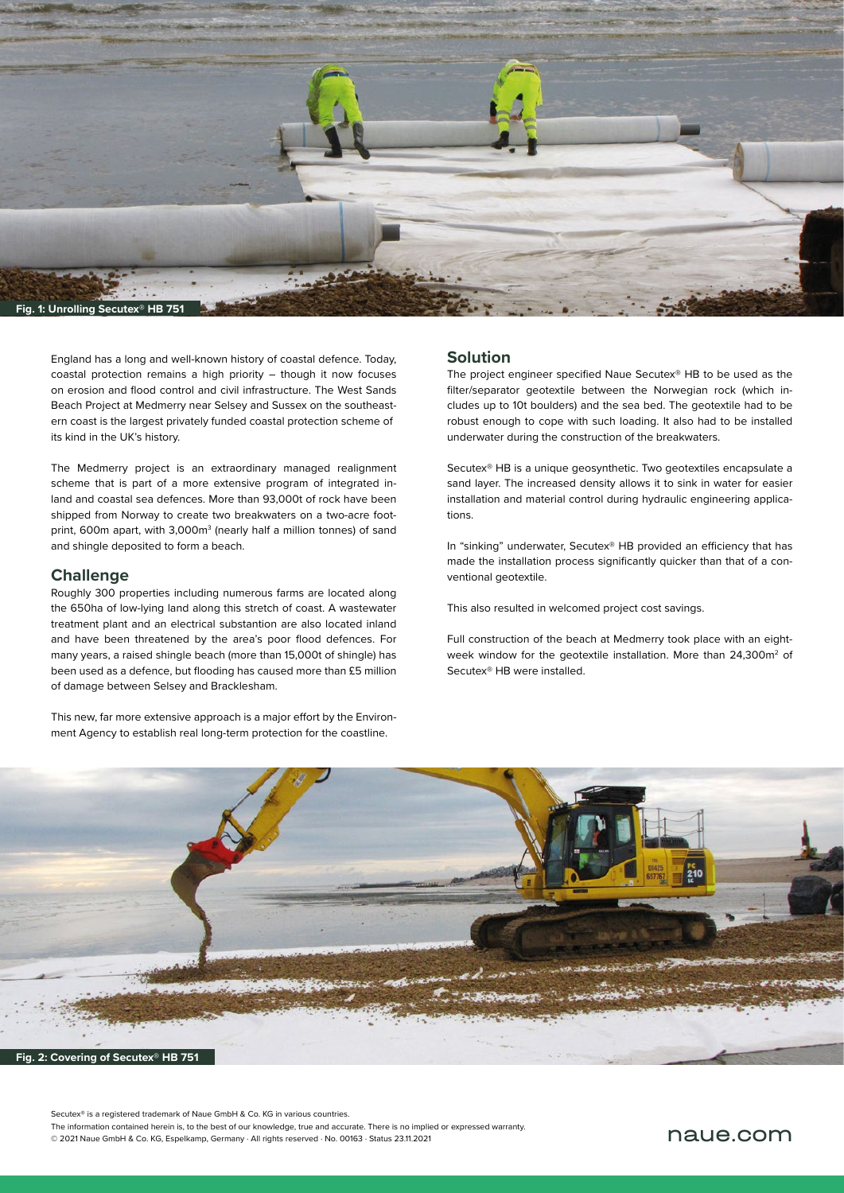Fig. 1: Unrolling Secutex® HB 751

England has a long and well-known history of coastal defence. Today, coastal protection remains a high priority – though it now focuses on erosion and flood control and civil infrastructure. The West Sands Beach Project at Medmerry near Selsey and Sussex on the southeastern coast is the largest privately funded coastal protection scheme of its kind in the UK's history.

The Medmerry project is an extraordinary managed realignment scheme that is part of a more extensive program of integrated inland and coastal sea defences. More than 93,000t of rock have been shipped from Norway to create two breakwaters on a two-acre footprint, 600m apart, with 3,000m³ (nearly half a million tonnes) of sand and shingle deposited to form a beach.

## Challenge

Roughly 300 properties including numerous farms are located along the 650ha of low-lying land along this stretch of coast. A wastewater treatment plant and an electrical substantion are also located inland and have been threatened by the area's poor flood defences. For many years, a raised shingle beach (more than 15,000t of shingle) has been used as a defence, but flooding has caused more than £5 million of damage between Selsey and Bracklesham.

This new, far more extensive approach is a major effort by the Environment Agency to establish real long-term protection for the coastline.

## Solution

The project engineer specified Naue Secutex® HB to be used as the filter/separator geotextile between the Norwegian rock (which includes up to 10t boulders) and the sea bed. The geotextile had to be robust enough to cope with such loading. It also had to be installed underwater during the construction of the breakwaters.

Secutex® HB is a unique geosynthetic. Two geotextiles encapsulate a sand layer. The increased density allows it to sink in water for easier installation and material control during hydraulic engineering applications.

In "sinking" underwater, Secutex® HB provided an efficiency that has made the installation process significantly quicker than that of a conventional geotextile.

This also resulted in welcomed project cost savings.

Full construction of the beach at Medmerry took place with an eight-week window for the geotextile installation. More than 24,300m² of Secutex® HB were installed.

Fig. 2: Covering of Secutex® HB 751

Secutex® is a registered trademark of Naue GmbH & Co. KG in various countries.
The information contained herein is, to the best of our knowledge, true and accurate. There is no implied or expressed warranty.
© 2021 Naue GmbH & Co. KG, Espelkamp, Germany · All rights reserved · No. 00163 · Status 23.11.2021

naue.com